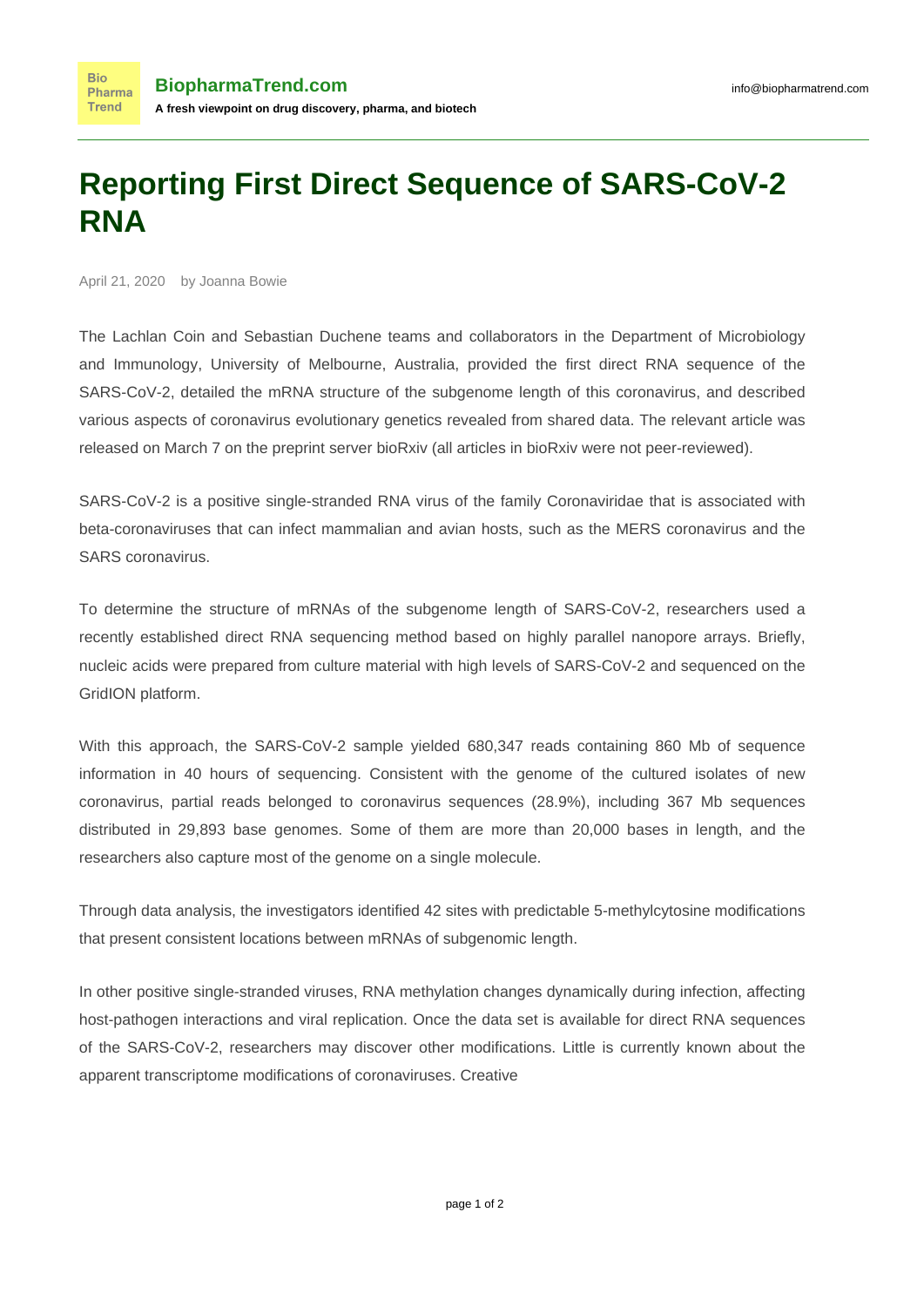# Reporting First Direct Sequence of SARS-CoV-2 RNA

April 21, 2020 by Joanna Bowie

The Lachlan Coin and Sebastian Duchene teams and collaborators in the Department of Microbiology and Immunology, University of Melbourne, Australia, provided the first direct RNA sequence of the SARS-CoV-2, detailed the mRNA structure of the subgenome length of this coronavirus, and described various aspects of coronavirus evolutionary genetics revealed from shared data. The relevant article was released on March 7 on the preprint server bioRxiv (all articles in bioRxiv were not peer-reviewed).

SARS-CoV-2 is a positive single-stranded RNA virus of the family Coronaviridae that is associated with beta-coronaviruses that can infect mammalian and avian hosts, such as the MERS coronavirus and the SARS coronavirus.

To determine the structure of mRNAs of the subgenome length of SARS-CoV-2, researchers used a recently established direct RNA sequencing method based on highly parallel nanopore arrays. Briefly, nucleic acids were prepared from culture material with high levels of SARS-CoV-2 and sequenced on the GridION platform.

With this approach, the SARS-CoV-2 sample yielded 680,347 reads containing 860 Mb of sequence information in 40 hours of sequencing. Consistent with the genome of the cultured isolates of new coronavirus, partial reads belonged to coronavirus sequences (28.9%), including 367 Mb sequences distributed in 29,893 base genomes. Some of them are more than 20,000 bases in length, and the researchers also capture most of the genome on a single molecule.

Through data analysis, the investigators identified 42 sites with predictable 5-methylcytosine modifications that present consistent locations between mRNAs of subgenomic length.

In other positive single-stranded viruses, RNA methylation changes dynamically during infection, affecting host-pathogen interactions and viral replication. Once the data set is available for direct RNA sequences of the SARS-CoV-2, researchers may discover other modifications. Little is currently known about the apparent transcriptome modifications of coronaviruses. Creative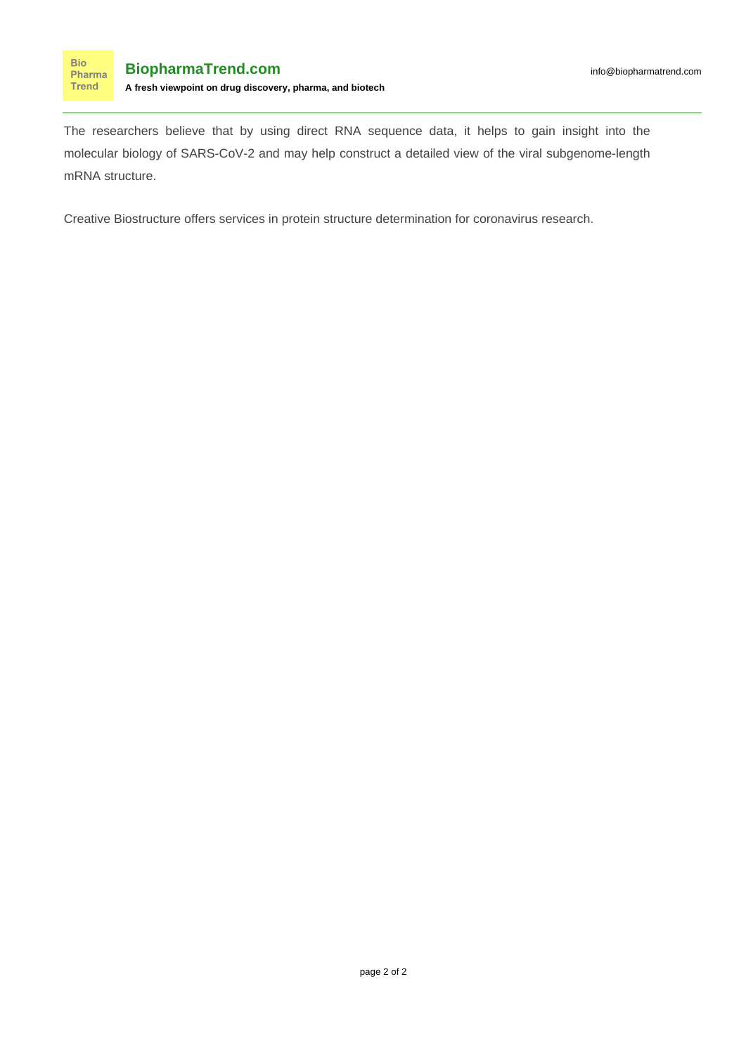The researchers believe that by using direct RNA sequence data, it helps to gain insight into the molecular biology of SARS-CoV-2 and may help construct a detailed view of the viral subgenome-length mRNA structure.

Creative Biostructure offers services in protein structure determination for coronavirus research.